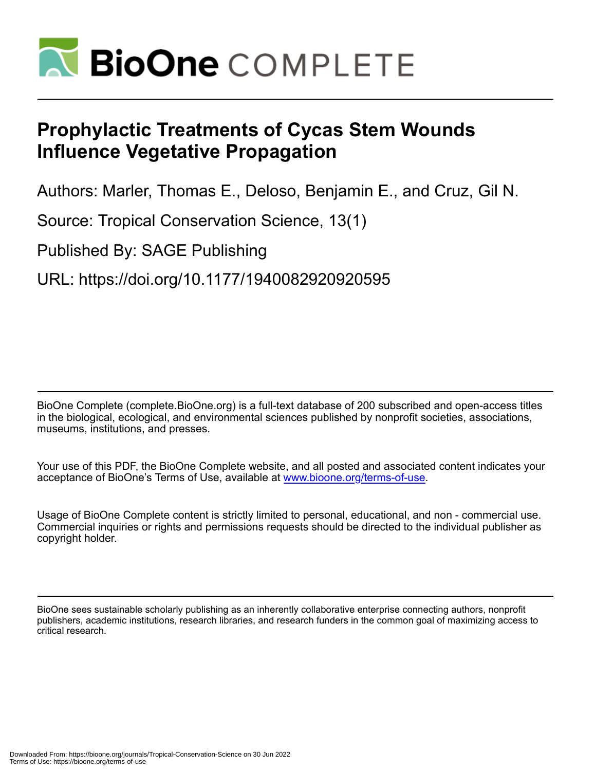# BioOne COMPLETE

# Prophylactic Treatments of Cycas Stem Wounds Influence Vegetative Propagation

Authors: Marler, Thomas E., Deloso, Benjamin E., and Cruz, Gil N.

Source: Tropical Conservation Science, 13(1)

Published By: SAGE Publishing

URL: https://doi.org/10.1177/1940082920920595

BioOne Complete (complete.BioOne.org) is a full-text database of 200 subscribed and open-access titles in the biological, ecological, and environmental sciences published by nonprofit societies, associations, museums, institutions, and presses.

Your use of this PDF, the BioOne Complete website, and all posted and associated content indicates your acceptance of BioOne's Terms of Use, available at www.bioone.org/terms-of-use.

Usage of BioOne Complete content is strictly limited to personal, educational, and non - commercial use. Commercial inquiries or rights and permissions requests should be directed to the individual publisher as copyright holder.

BioOne sees sustainable scholarly publishing as an inherently collaborative enterprise connecting authors, nonprofit publishers, academic institutions, research libraries, and research funders in the common goal of maximizing access to critical research.

Downloaded From: https://bioone.org/journals/Tropical-Conservation-Science on 30 Jun 2022
Terms of Use: https://bioone.org/terms-of-use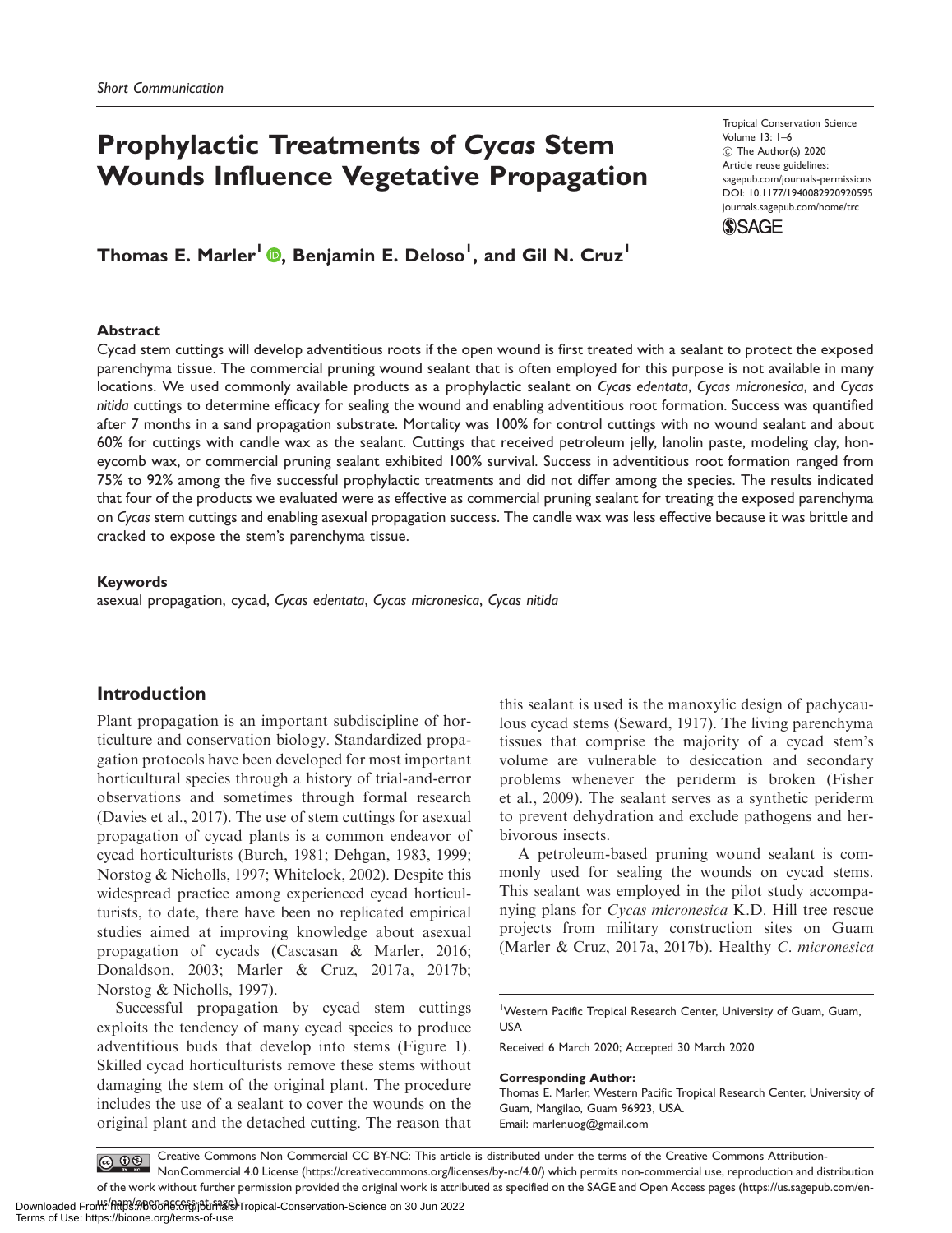Short Communication

# Prophylactic Treatments of *Cycas* Stem Wounds Influence Vegetative Propagation

Tropical Conservation Science
Volume 13: 1–6
© The Author(s) 2020
Article reuse guidelines:
sagepub.com/journals-permissions
DOI: 10.1177/1940082920920595
journals.sagepub.com/home/trc

**Thomas E. Marler[1], Benjamin E. Deloso[1], and Gil N. Cruz[1]**

## Abstract

Cycad stem cuttings will develop adventitious roots if the open wound is first treated with a sealant to protect the exposed parenchyma tissue. The commercial pruning wound sealant that is often employed for this purpose is not available in many locations. We used commonly available products as a prophylactic sealant on *Cycas edentata*, *Cycas micronesica*, and *Cycas nitida* cuttings to determine efficacy for sealing the wound and enabling adventitious root formation. Success was quantified after 7 months in a sand propagation substrate. Mortality was 100% for control cuttings with no wound sealant and about 60% for cuttings with candle wax as the sealant. Cuttings that received petroleum jelly, lanolin paste, modeling clay, honeycomb wax, or commercial pruning sealant exhibited 100% survival. Success in adventitious root formation ranged from 75% to 92% among the five successful prophylactic treatments and did not differ among the species. The results indicated that four of the products we evaluated were as effective as commercial pruning sealant for treating the exposed parenchyma on *Cycas* stem cuttings and enabling asexual propagation success. The candle wax was less effective because it was brittle and cracked to expose the stem's parenchyma tissue.

## Keywords

asexual propagation, cycad, *Cycas edentata*, *Cycas micronesica*, *Cycas nitida*

## Introduction

Plant propagation is an important subdiscipline of horticulture and conservation biology. Standardized propagation protocols have been developed for most important horticultural species through a history of trial-and-error observations and sometimes through formal research (Davies et al., 2017). The use of stem cuttings for asexual propagation of cycad plants is a common endeavor of cycad horticulturists (Burch, 1981; Dehgan, 1983, 1999; Norstog & Nicholls, 1997; Whitelock, 2002). Despite this widespread practice among experienced cycad horticulturists, to date, there have been no replicated empirical studies aimed at improving knowledge about asexual propagation of cycads (Cascasan & Marler, 2016; Donaldson, 2003; Marler & Cruz, 2017a, 2017b; Norstog & Nicholls, 1997).

Successful propagation by cycad stem cuttings exploits the tendency of many cycad species to produce adventitious buds that develop into stems (Figure 1). Skilled cycad horticulturists remove these stems without damaging the stem of the original plant. The procedure includes the use of a sealant to cover the wounds on the original plant and the detached cutting. The reason that this sealant is used is the manoxylic design of pachycaulous cycad stems (Seward, 1917). The living parenchyma tissues that comprise the majority of a cycad stem's volume are vulnerable to desiccation and secondary problems whenever the periderm is broken (Fisher et al., 2009). The sealant serves as a synthetic periderm to prevent dehydration and exclude pathogens and herbivorous insects.

A petroleum-based pruning wound sealant is commonly used for sealing the wounds on cycad stems. This sealant was employed in the pilot study accompanying plans for *Cycas micronesica* K.D. Hill tree rescue projects from military construction sites on Guam (Marler & Cruz, 2017a, 2017b). Healthy *C. micronesica*

[1]Western Pacific Tropical Research Center, University of Guam, Guam, USA

Received 6 March 2020; Accepted 30 March 2020

**Corresponding Author:**
Thomas E. Marler, Western Pacific Tropical Research Center, University of Guam, Mangilao, Guam 96923, USA.
Email: marler.uog@gmail.com

Creative Commons Non Commercial CC BY-NC: This article is distributed under the terms of the Creative Commons Attribution-NonCommercial 4.0 License (https://creativecommons.org/licenses/by-nc/4.0/) which permits non-commercial use, reproduction and distribution of the work without further permission provided the original work is attributed as specified on the SAGE and Open Access pages (https://us.sagepub.com/en-us/nam/open-access-at-sage).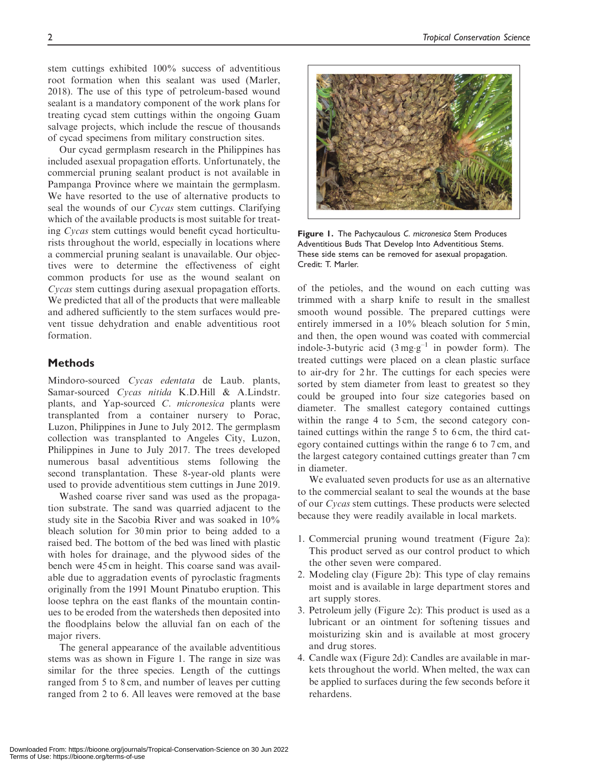stem cuttings exhibited 100% success of adventitious root formation when this sealant was used (Marler, 2018). The use of this type of petroleum-based wound sealant is a mandatory component of the work plans for treating cycad stem cuttings within the ongoing Guam salvage projects, which include the rescue of thousands of cycad specimens from military construction sites.

Our cycad germplasm research in the Philippines has included asexual propagation efforts. Unfortunately, the commercial pruning sealant product is not available in Pampanga Province where we maintain the germplasm. We have resorted to the use of alternative products to seal the wounds of our *Cycas* stem cuttings. Clarifying which of the available products is most suitable for treating *Cycas* stem cuttings would benefit cycad horticulturists throughout the world, especially in locations where a commercial pruning sealant is unavailable. Our objectives were to determine the effectiveness of eight common products for use as the wound sealant on *Cycas* stem cuttings during asexual propagation efforts. We predicted that all of the products that were malleable and adhered sufficiently to the stem surfaces would prevent tissue dehydration and enable adventitious root formation.

## Methods

Mindoro-sourced *Cycas edentata* de Laub. plants, Samar-sourced *Cycas nitida* K.D.Hill & A.Lindstr. plants, and Yap-sourced *C. micronesica* plants were transplanted from a container nursery to Porac, Luzon, Philippines in June to July 2012. The germplasm collection was transplanted to Angeles City, Luzon, Philippines in June to July 2017. The trees developed numerous basal adventitious stems following the second transplantation. These 8-year-old plants were used to provide adventitious stem cuttings in June 2019.

Washed coarse river sand was used as the propagation substrate. The sand was quarried adjacent to the study site in the Sacobia River and was soaked in 10% bleach solution for 30 min prior to being added to a raised bed. The bottom of the bed was lined with plastic with holes for drainage, and the plywood sides of the bench were 45 cm in height. This coarse sand was available due to aggradation events of pyroclastic fragments originally from the 1991 Mount Pinatubo eruption. This loose tephra on the east flanks of the mountain continues to be eroded from the watersheds then deposited into the floodplains below the alluvial fan on each of the major rivers.

The general appearance of the available adventitious stems was as shown in Figure 1. The range in size was similar for the three species. Length of the cuttings ranged from 5 to 8 cm, and number of leaves per cutting ranged from 2 to 6. All leaves were removed at the base of the petioles, and the wound on each cutting was trimmed with a sharp knife to result in the smallest smooth wound possible. The prepared cuttings were entirely immersed in a 10% bleach solution for 5 min, and then, the open wound was coated with commercial indole-3-butyric acid (3 $mg \cdot g^{-1}$ in powder form). The treated cuttings were placed on a clean plastic surface to air-dry for 2 hr. The cuttings for each species were sorted by stem diameter from least to greatest so they could be grouped into four size categories based on diameter. The smallest category contained cuttings within the range 4 to 5 cm, the second category contained cuttings within the range 5 to 6 cm, the third category contained cuttings within the range 6 to 7 cm, and the largest category contained cuttings greater than 7 cm in diameter.

**Figure 1.** The Pachycaulous *C. micronesica* Stem Produces Adventitious Buds That Develop Into Adventitious Stems. These side stems can be removed for asexual propagation. Credit: T. Marler.

We evaluated seven products for use as an alternative to the commercial sealant to seal the wounds at the base of our *Cycas* stem cuttings. These products were selected because they were readily available in local markets.

1. Commercial pruning wound treatment (Figure 2a): This product served as our control product to which the other seven were compared.
2. Modeling clay (Figure 2b): This type of clay remains moist and is available in large department stores and art supply stores.
3. Petroleum jelly (Figure 2c): This product is used as a lubricant or an ointment for softening tissues and moisturizing skin and is available at most grocery and drug stores.
4. Candle wax (Figure 2d): Candles are available in markets throughout the world. When melted, the wax can be applied to surfaces during the few seconds before it rehardens.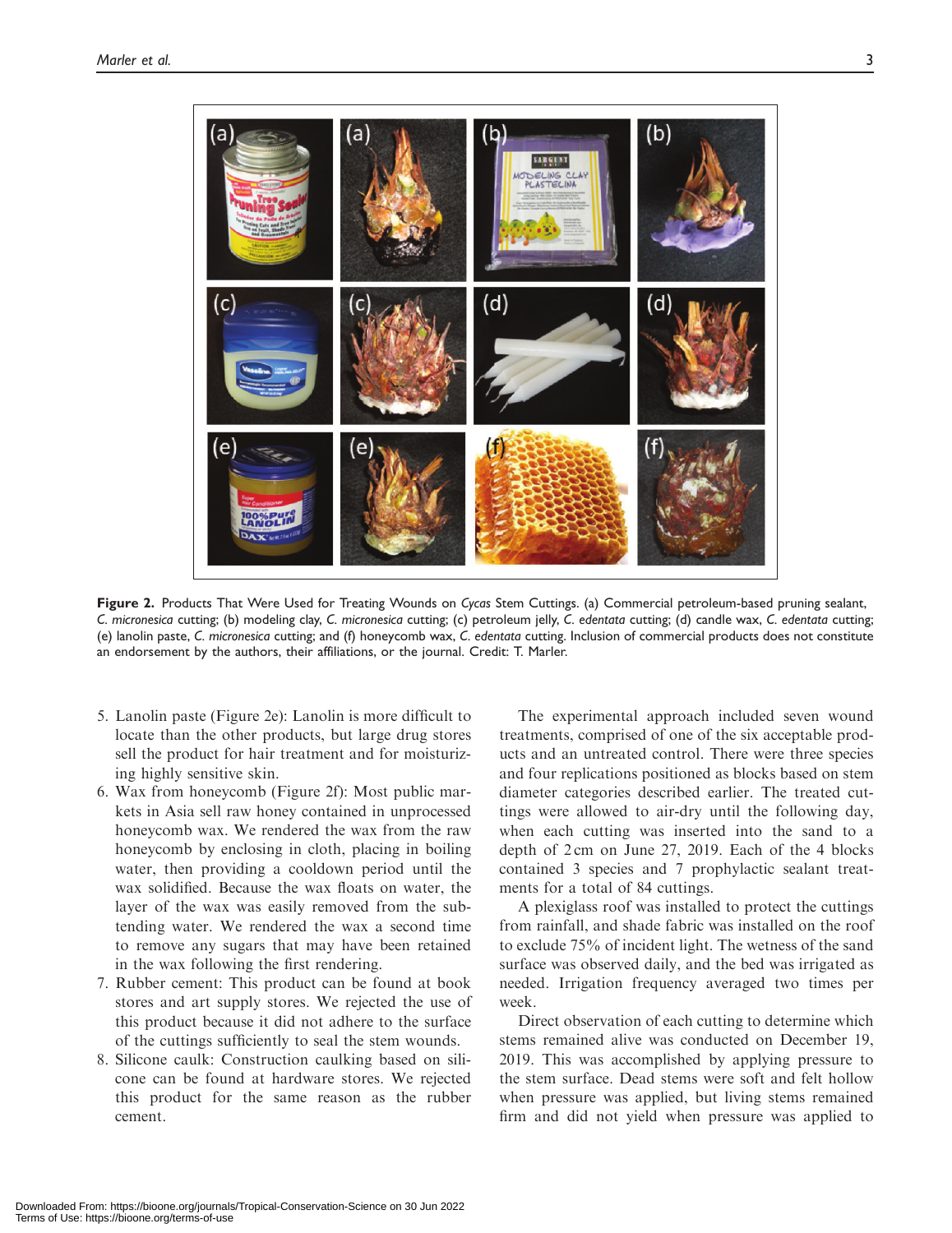**Figure 2.** Products That Were Used for Treating Wounds on *Cycas* Stem Cuttings. (a) Commercial petroleum-based pruning sealant, *C. micronesica* cutting; (b) modeling clay, *C. micronesica* cutting; (c) petroleum jelly, *C. edentata* cutting; (d) candle wax, *C. edentata* cutting; (e) lanolin paste, *C. micronesica* cutting; and (f) honeycomb wax, *C. edentata* cutting. Inclusion of commercial products does not constitute an endorsement by the authors, their affiliations, or the journal. Credit: T. Marler.

5. Lanolin paste (Figure 2e): Lanolin is more difficult to locate than the other products, but large drug stores sell the product for hair treatment and for moisturizing highly sensitive skin.
6. Wax from honeycomb (Figure 2f): Most public markets in Asia sell raw honey contained in unprocessed honeycomb wax. We rendered the wax from the raw honeycomb by enclosing in cloth, placing in boiling water, then providing a cooldown period until the wax solidified. Because the wax floats on water, the layer of the wax was easily removed from the subtending water. We rendered the wax a second time to remove any sugars that may have been retained in the wax following the first rendering.
7. Rubber cement: This product can be found at book stores and art supply stores. We rejected the use of this product because it did not adhere to the surface of the cuttings sufficiently to seal the stem wounds.
8. Silicone caulk: Construction caulking based on silicone can be found at hardware stores. We rejected this product for the same reason as the rubber cement.

The experimental approach included seven wound treatments, comprised of one of the six acceptable products and an untreated control. There were three species and four replications positioned as blocks based on stem diameter categories described earlier. The treated cuttings were allowed to air-dry until the following day, when each cutting was inserted into the sand to a depth of 2 cm on June 27, 2019. Each of the 4 blocks contained 3 species and 7 prophylactic sealant treatments for a total of 84 cuttings.

A plexiglass roof was installed to protect the cuttings from rainfall, and shade fabric was installed on the roof to exclude 75% of incident light. The wetness of the sand surface was observed daily, and the bed was irrigated as needed. Irrigation frequency averaged two times per week.

Direct observation of each cutting to determine which stems remained alive was conducted on December 19, 2019. This was accomplished by applying pressure to the stem surface. Dead stems were soft and felt hollow when pressure was applied, but living stems remained firm and did not yield when pressure was applied to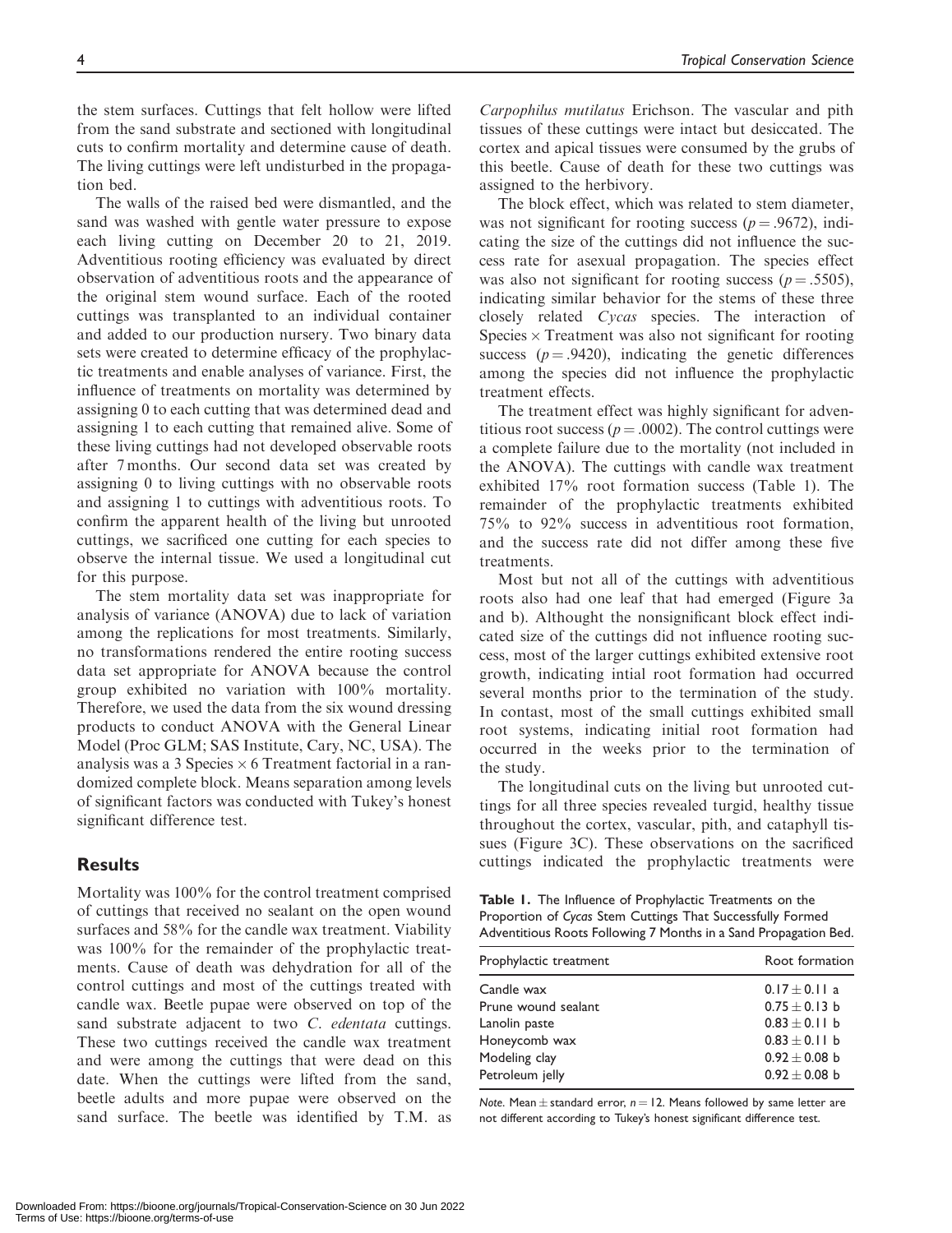the stem surfaces. Cuttings that felt hollow were lifted from the sand substrate and sectioned with longitudinal cuts to confirm mortality and determine cause of death. The living cuttings were left undisturbed in the propagation bed.

The walls of the raised bed were dismantled, and the sand was washed with gentle water pressure to expose each living cutting on December 20 to 21, 2019. Adventitious rooting efficiency was evaluated by direct observation of adventitious roots and the appearance of the original stem wound surface. Each of the rooted cuttings was transplanted to an individual container and added to our production nursery. Two binary data sets were created to determine efficacy of the prophylactic treatments and enable analyses of variance. First, the influence of treatments on mortality was determined by assigning 0 to each cutting that was determined dead and assigning 1 to each cutting that remained alive. Some of these living cuttings had not developed observable roots after 7 months. Our second data set was created by assigning 0 to living cuttings with no observable roots and assigning 1 to cuttings with adventitious roots. To confirm the apparent health of the living but unrooted cuttings, we sacrificed one cutting for each species to observe the internal tissue. We used a longitudinal cut for this purpose.

The stem mortality data set was inappropriate for analysis of variance (ANOVA) due to lack of variation among the replications for most treatments. Similarly, no transformations rendered the entire rooting success data set appropriate for ANOVA because the control group exhibited no variation with 100% mortality. Therefore, we used the data from the six wound dressing products to conduct ANOVA with the General Linear Model (Proc GLM; SAS Institute, Cary, NC, USA). The analysis was a 3 Species $\times$ 6 Treatment factorial in a randomized complete block. Means separation among levels of significant factors was conducted with Tukey's honest significant difference test.

## Results

Mortality was 100% for the control treatment comprised of cuttings that received no sealant on the open wound surfaces and 58% for the candle wax treatment. Viability was 100% for the remainder of the prophylactic treatments. Cause of death was dehydration for all of the control cuttings and most of the cuttings treated with candle wax. Beetle pupae were observed on top of the sand substrate adjacent to two *C. edentata* cuttings. These two cuttings received the candle wax treatment and were among the cuttings that were dead on this date. When the cuttings were lifted from the sand, beetle adults and more pupae were observed on the sand surface. The beetle was identified by T.M. as *Carpophilus mutilatus* Erichson. The vascular and pith tissues of these cuttings were intact but desiccated. The cortex and apical tissues were consumed by the grubs of this beetle. Cause of death for these two cuttings was assigned to the herbivory.

The block effect, which was related to stem diameter, was not significant for rooting success ($p = .9672$), indicating the size of the cuttings did not influence the success rate for asexual propagation. The species effect was also not significant for rooting success ($p = .5505$), indicating similar behavior for the stems of these three closely related *Cycas* species. The interaction of Species $\times$ Treatment was also not significant for rooting success ($p = .9420$), indicating the genetic differences among the species did not influence the prophylactic treatment effects.

The treatment effect was highly significant for adventitious root success ($p = .0002$). The control cuttings were a complete failure due to the mortality (not included in the ANOVA). The cuttings with candle wax treatment exhibited 17% root formation success (Table 1). The remainder of the prophylactic treatments exhibited 75% to 92% success in adventitious root formation, and the success rate did not differ among these five treatments.

Most but not all of the cuttings with adventitious roots also had one leaf that had emerged (Figure 3a and b). Althought the nonsignificant block effect indicated size of the cuttings did not influence rooting success, most of the larger cuttings exhibited extensive root growth, indicating intial root formation had occurred several months prior to the termination of the study. In contast, most of the small cuttings exhibited small root systems, indicating initial root formation had occurred in the weeks prior to the termination of the study.

The longitudinal cuts on the living but unrooted cuttings for all three species revealed turgid, healthy tissue throughout the cortex, vascular, pith, and cataphyll tissues (Figure 3C). These observations on the sacrificed cuttings indicated the prophylactic treatments were

**Table 1.** The Influence of Prophylactic Treatments on the Proportion of *Cycas* Stem Cuttings That Successfully Formed Adventitious Roots Following 7 Months in a Sand Propagation Bed.

| Prophylactic treatment | Root formation |
|---|---|
| Candle wax | $0.17 \pm 0.11$ a |
| Prune wound sealant | $0.75 \pm 0.13$ b |
| Lanolin paste | $0.83 \pm 0.11$ b |
| Honeycomb wax | $0.83 \pm 0.11$ b |
| Modeling clay | $0.92 \pm 0.08$ b |
| Petroleum jelly | $0.92 \pm 0.08$ b |

*Note.* Mean $\pm$ standard error, $n = 12$. Means followed by same letter are not different according to Tukey's honest significant difference test.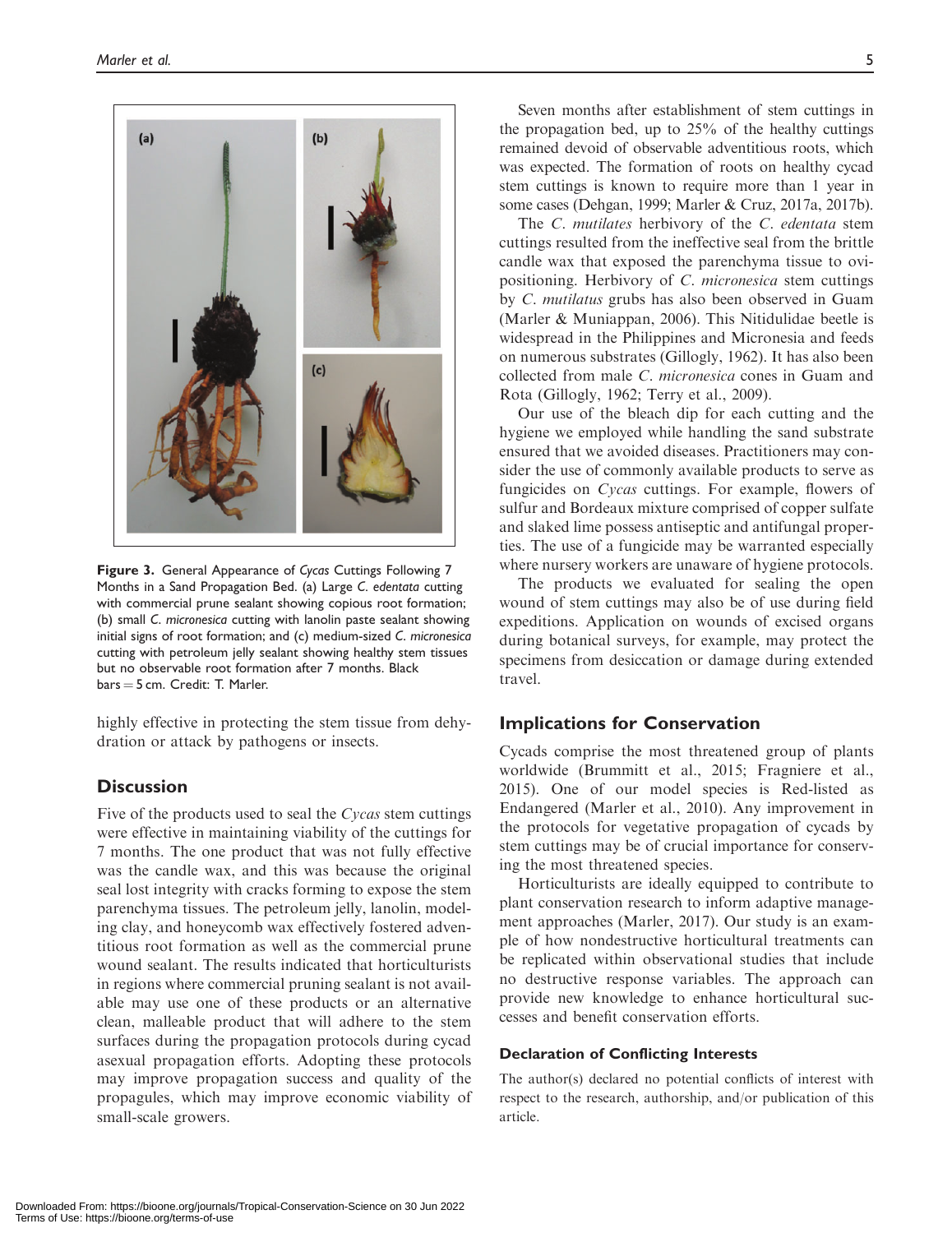Figure 3. General Appearance of *Cycas* Cuttings Following 7 Months in a Sand Propagation Bed. (a) Large *C. edentata* cutting with commercial prune sealant showing copious root formation; (b) small *C. micronesica* cutting with lanolin paste sealant showing initial signs of root formation; and (c) medium-sized *C. micronesica* cutting with petroleum jelly sealant showing healthy stem tissues but no observable root formation after 7 months. Black bars = 5 cm. Credit: T. Marler.

highly effective in protecting the stem tissue from dehydration or attack by pathogens or insects.

## Discussion

Five of the products used to seal the *Cycas* stem cuttings were effective in maintaining viability of the cuttings for 7 months. The one product that was not fully effective was the candle wax, and this was because the original seal lost integrity with cracks forming to expose the stem parenchyma tissues. The petroleum jelly, lanolin, modeling clay, and honeycomb wax effectively fostered adventitious root formation as well as the commercial prune wound sealant. The results indicated that horticulturists in regions where commercial pruning sealant is not available may use one of these products or an alternative clean, malleable product that will adhere to the stem surfaces during the propagation protocols during cycad asexual propagation efforts. Adopting these protocols may improve propagation success and quality of the propagules, which may improve economic viability of small-scale growers.

Seven months after establishment of stem cuttings in the propagation bed, up to 25% of the healthy cuttings remained devoid of observable adventitious roots, which was expected. The formation of roots on healthy cycad stem cuttings is known to require more than 1 year in some cases (Dehgan, 1999; Marler & Cruz, 2017a, 2017b).

The *C. mutilates* herbivory of the *C. edentata* stem cuttings resulted from the ineffective seal from the brittle candle wax that exposed the parenchyma tissue to ovipositioning. Herbivory of *C. micronesica* stem cuttings by *C. mutilatus* grubs has also been observed in Guam (Marler & Muniappan, 2006). This Nitidulidae beetle is widespread in the Philippines and Micronesia and feeds on numerous substrates (Gillogly, 1962). It has also been collected from male *C. micronesica* cones in Guam and Rota (Gillogly, 1962; Terry et al., 2009).

Our use of the bleach dip for each cutting and the hygiene we employed while handling the sand substrate ensured that we avoided diseases. Practitioners may consider the use of commonly available products to serve as fungicides on *Cycas* cuttings. For example, flowers of sulfur and Bordeaux mixture comprised of copper sulfate and slaked lime possess antiseptic and antifungal properties. The use of a fungicide may be warranted especially where nursery workers are unaware of hygiene protocols.

The products we evaluated for sealing the open wound of stem cuttings may also be of use during field expeditions. Application on wounds of excised organs during botanical surveys, for example, may protect the specimens from desiccation or damage during extended travel.

## Implications for Conservation

Cycads comprise the most threatened group of plants worldwide (Brummitt et al., 2015; Fragniere et al., 2015). One of our model species is Red-listed as Endangered (Marler et al., 2010). Any improvement in the protocols for vegetative propagation of cycads by stem cuttings may be of crucial importance for conserving the most threatened species.

Horticulturists are ideally equipped to contribute to plant conservation research to inform adaptive management approaches (Marler, 2017). Our study is an example of how nondestructive horticultural treatments can be replicated within observational studies that include no destructive response variables. The approach can provide new knowledge to enhance horticultural successes and benefit conservation efforts.

### Declaration of Conflicting Interests

The author(s) declared no potential conflicts of interest with respect to the research, authorship, and/or publication of this article.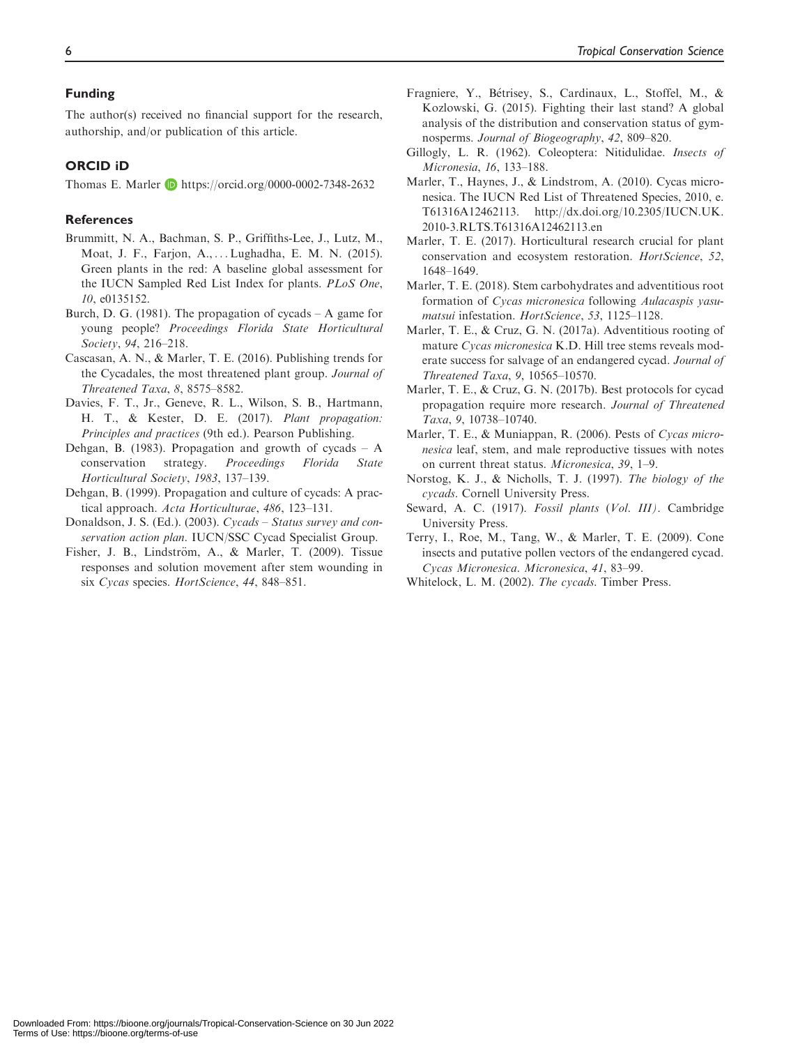## Funding

The author(s) received no financial support for the research, authorship, and/or publication of this article.

## ORCID iD

Thomas E. Marler https://orcid.org/0000-0002-7348-2632

## References

Brummitt, N. A., Bachman, S. P., Griffiths-Lee, J., Lutz, M., Moat, J. F., Farjon, A., ... Lughadha, E. M. N. (2015). Green plants in the red: A baseline global assessment for the IUCN Sampled Red List Index for plants. *PLoS One*, *10*, e0135152.

Burch, D. G. (1981). The propagation of cycads – A game for young people? *Proceedings Florida State Horticultural Society*, *94*, 216–218.

Cascasan, A. N., & Marler, T. E. (2016). Publishing trends for the Cycadales, the most threatened plant group. *Journal of Threatened Taxa*, *8*, 8575–8582.

Davies, F. T., Jr., Geneve, R. L., Wilson, S. B., Hartmann, H. T., & Kester, D. E. (2017). *Plant propagation: Principles and practices* (9th ed.). Pearson Publishing.

Dehgan, B. (1983). Propagation and growth of cycads – A conservation strategy. *Proceedings Florida State Horticultural Society*, *1983*, 137–139.

Dehgan, B. (1999). Propagation and culture of cycads: A practical approach. *Acta Horticulturae*, *486*, 123–131.

Donaldson, J. S. (Ed.). (2003). *Cycads – Status survey and conservation action plan*. IUCN/SSC Cycad Specialist Group.

Fisher, J. B., Lindström, A., & Marler, T. (2009). Tissue responses and solution movement after stem wounding in six *Cycas* species. *HortScience*, *44*, 848–851.

Fragniere, Y., Bétrisey, S., Cardinaux, L., Stoffel, M., & Kozlowski, G. (2015). Fighting their last stand? A global analysis of the distribution and conservation status of gymnosperms. *Journal of Biogeography*, *42*, 809–820.

Gillogly, L. R. (1962). Coleoptera: Nitidulidae. *Insects of Micronesia*, *16*, 133–188.

Marler, T., Haynes, J., & Lindstrom, A. (2010). Cycas micronesica. The IUCN Red List of Threatened Species, 2010, e. T61316A12462113. http://dx.doi.org/10.2305/IUCN.UK.2010-3.RLTS.T61316A12462113.en

Marler, T. E. (2017). Horticultural research crucial for plant conservation and ecosystem restoration. *HortScience*, *52*, 1648–1649.

Marler, T. E. (2018). Stem carbohydrates and adventitious root formation of *Cycas micronesica* following *Aulacaspis yasumatsui* infestation. *HortScience*, *53*, 1125–1128.

Marler, T. E., & Cruz, G. N. (2017a). Adventitious rooting of mature *Cycas micronesica* K.D. Hill tree stems reveals moderate success for salvage of an endangered cycad. *Journal of Threatened Taxa*, *9*, 10565–10570.

Marler, T. E., & Cruz, G. N. (2017b). Best protocols for cycad propagation require more research. *Journal of Threatened Taxa*, *9*, 10738–10740.

Marler, T. E., & Muniappan, R. (2006). Pests of *Cycas micronesica* leaf, stem, and male reproductive tissues with notes on current threat status. *Micronesica*, *39*, 1–9.

Norstog, K. J., & Nicholls, T. J. (1997). *The biology of the cycads*. Cornell University Press.

Seward, A. C. (1917). *Fossil plants* (*Vol. III*). Cambridge University Press.

Terry, I., Roe, M., Tang, W., & Marler, T. E. (2009). Cone insects and putative pollen vectors of the endangered cycad. *Cycas Micronesica*. *Micronesica*, *41*, 83–99.

Whitelock, L. M. (2002). *The cycads*. Timber Press.